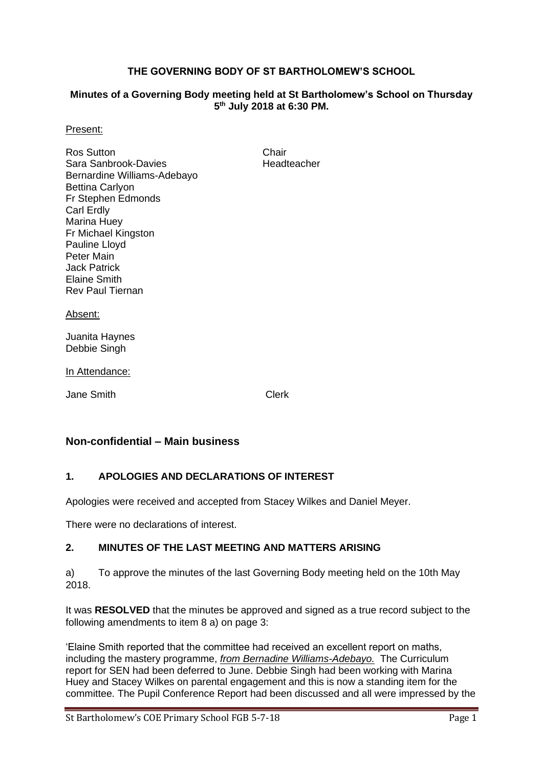**THE GOVERNING BODY OF ST BARTHOLOMEW'S SCHOOL**

**Minutes of a Governing Body meeting held at St Bartholomew's School on Thursday 5th July 2018 at 6:30 PM.**

Present:

| | |
|---|---|
| Ros Sutton | Chair |
| Sara Sanbrook-Davies | Headteacher |
| Bernardine Williams-Adebayo | |
| Bettina Carlyon | |
| Fr Stephen Edmonds | |
| Carl Erdly | |
| Marina Huey | |
| Fr Michael Kingston | |
| Pauline Lloyd | |
| Peter Main | |
| Jack Patrick | |
| Elaine Smith | |
| Rev Paul Tiernan | |

Absent:

Juanita Haynes
Debbie Singh

In Attendance:

| | |
|---|---|
| Jane Smith | Clerk |

## Non-confidential – Main business

### 1. APOLOGIES AND DECLARATIONS OF INTEREST

Apologies were received and accepted from Stacey Wilkes and Daniel Meyer.

There were no declarations of interest.

### 2. MINUTES OF THE LAST MEETING AND MATTERS ARISING

a) To approve the minutes of the last Governing Body meeting held on the 10th May 2018.

It was **RESOLVED** that the minutes be approved and signed as a true record subject to the following amendments to item 8 a) on page 3:

'Elaine Smith reported that the committee had received an excellent report on maths, including the mastery programme, ***from Bernadine Williams-Adebayo.*** The Curriculum report for SEN had been deferred to June. Debbie Singh had been working with Marina Huey and Stacey Wilkes on parental engagement and this is now a standing item for the committee. The Pupil Conference Report had been discussed and all were impressed by the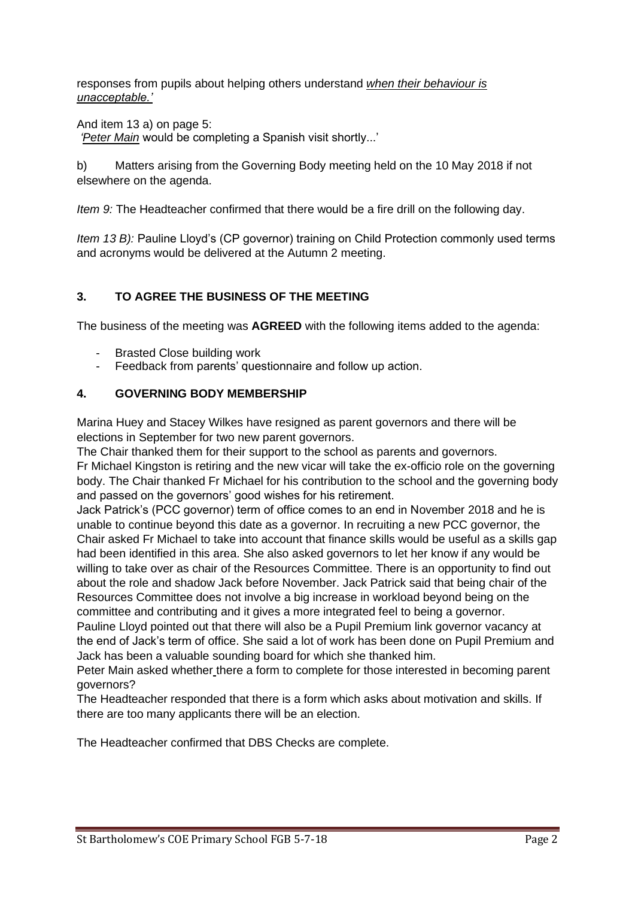responses from pupils about helping others understand *<u>when their behaviour is unacceptable.</u>'*

And item 13 a) on page 5:
*'<u>Peter Main</u>* would be completing a Spanish visit shortly...'

b) Matters arising from the Governing Body meeting held on the 10 May 2018 if not elsewhere on the agenda.

*Item 9:* The Headteacher confirmed that there would be a fire drill on the following day.

*Item 13 B):* Pauline Lloyd's (CP governor) training on Child Protection commonly used terms and acronyms would be delivered at the Autumn 2 meeting.

## 3. TO AGREE THE BUSINESS OF THE MEETING

The business of the meeting was **AGREED** with the following items added to the agenda:

- Brasted Close building work
- Feedback from parents' questionnaire and follow up action.

## 4. GOVERNING BODY MEMBERSHIP

Marina Huey and Stacey Wilkes have resigned as parent governors and there will be elections in September for two new parent governors.
The Chair thanked them for their support to the school as parents and governors.
Fr Michael Kingston is retiring and the new vicar will take the ex-officio role on the governing body. The Chair thanked Fr Michael for his contribution to the school and the governing body and passed on the governors' good wishes for his retirement.
Jack Patrick's (PCC governor) term of office comes to an end in November 2018 and he is unable to continue beyond this date as a governor. In recruiting a new PCC governor, the Chair asked Fr Michael to take into account that finance skills would be useful as a skills gap had been identified in this area. She also asked governors to let her know if any would be willing to take over as chair of the Resources Committee. There is an opportunity to find out about the role and shadow Jack before November. Jack Patrick said that being chair of the Resources Committee does not involve a big increase in workload beyond being on the committee and contributing and it gives a more integrated feel to being a governor.
Pauline Lloyd pointed out that there will also be a Pupil Premium link governor vacancy at the end of Jack's term of office. She said a lot of work has been done on Pupil Premium and Jack has been a valuable sounding board for which she thanked him.
Peter Main asked whether there a form to complete for those interested in becoming parent governors?
The Headteacher responded that there is a form which asks about motivation and skills. If there are too many applicants there will be an election.

The Headteacher confirmed that DBS Checks are complete.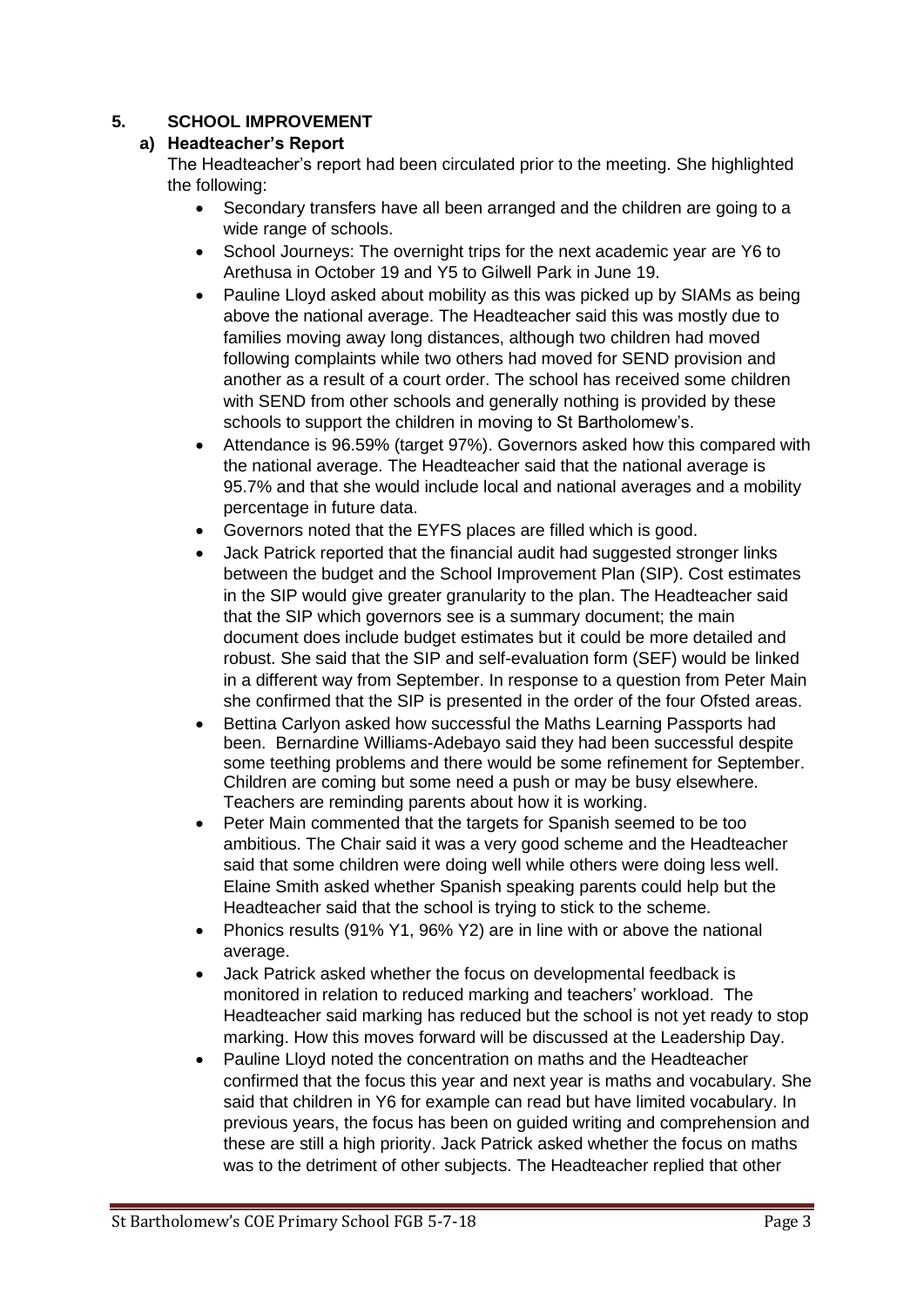## 5. SCHOOL IMPROVEMENT

### a) Headteacher's Report

The Headteacher's report had been circulated prior to the meeting. She highlighted the following:

- Secondary transfers have all been arranged and the children are going to a wide range of schools.
- School Journeys: The overnight trips for the next academic year are Y6 to Arethusa in October 19 and Y5 to Gilwell Park in June 19.
- Pauline Lloyd asked about mobility as this was picked up by SIAMs as being above the national average. The Headteacher said this was mostly due to families moving away long distances, although two children had moved following complaints while two others had moved for SEND provision and another as a result of a court order. The school has received some children with SEND from other schools and generally nothing is provided by these schools to support the children in moving to St Bartholomew's.
- Attendance is 96.59% (target 97%). Governors asked how this compared with the national average. The Headteacher said that the national average is 95.7% and that she would include local and national averages and a mobility percentage in future data.
- Governors noted that the EYFS places are filled which is good.
- Jack Patrick reported that the financial audit had suggested stronger links between the budget and the School Improvement Plan (SIP). Cost estimates in the SIP would give greater granularity to the plan. The Headteacher said that the SIP which governors see is a summary document; the main document does include budget estimates but it could be more detailed and robust. She said that the SIP and self-evaluation form (SEF) would be linked in a different way from September. In response to a question from Peter Main she confirmed that the SIP is presented in the order of the four Ofsted areas.
- Bettina Carlyon asked how successful the Maths Learning Passports had been. Bernardine Williams-Adebayo said they had been successful despite some teething problems and there would be some refinement for September. Children are coming but some need a push or may be busy elsewhere. Teachers are reminding parents about how it is working.
- Peter Main commented that the targets for Spanish seemed to be too ambitious. The Chair said it was a very good scheme and the Headteacher said that some children were doing well while others were doing less well. Elaine Smith asked whether Spanish speaking parents could help but the Headteacher said that the school is trying to stick to the scheme.
- Phonics results (91% Y1, 96% Y2) are in line with or above the national average.
- Jack Patrick asked whether the focus on developmental feedback is monitored in relation to reduced marking and teachers' workload. The Headteacher said marking has reduced but the school is not yet ready to stop marking. How this moves forward will be discussed at the Leadership Day.
- Pauline Lloyd noted the concentration on maths and the Headteacher confirmed that the focus this year and next year is maths and vocabulary. She said that children in Y6 for example can read but have limited vocabulary. In previous years, the focus has been on guided writing and comprehension and these are still a high priority. Jack Patrick asked whether the focus on maths was to the detriment of other subjects. The Headteacher replied that other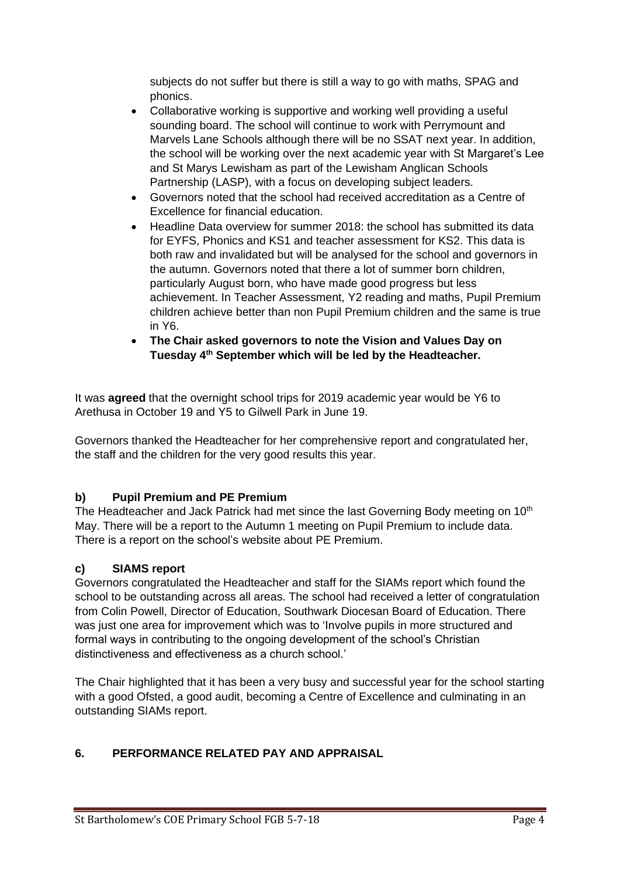subjects do not suffer but there is still a way to go with maths, SPAG and phonics.

- Collaborative working is supportive and working well providing a useful sounding board. The school will continue to work with Perrymount and Marvels Lane Schools although there will be no SSAT next year. In addition, the school will be working over the next academic year with St Margaret's Lee and St Marys Lewisham as part of the Lewisham Anglican Schools Partnership (LASP), with a focus on developing subject leaders.
- Governors noted that the school had received accreditation as a Centre of Excellence for financial education.
- Headline Data overview for summer 2018: the school has submitted its data for EYFS, Phonics and KS1 and teacher assessment for KS2. This data is both raw and invalidated but will be analysed for the school and governors in the autumn. Governors noted that there a lot of summer born children, particularly August born, who have made good progress but less achievement. In Teacher Assessment, Y2 reading and maths, Pupil Premium children achieve better than non Pupil Premium children and the same is true in Y6.
- **The Chair asked governors to note the Vision and Values Day on Tuesday 4th September which will be led by the Headteacher.**

It was **agreed** that the overnight school trips for 2019 academic year would be Y6 to Arethusa in October 19 and Y5 to Gilwell Park in June 19.

Governors thanked the Headteacher for her comprehensive report and congratulated her, the staff and the children for the very good results this year.

### b) Pupil Premium and PE Premium

The Headteacher and Jack Patrick had met since the last Governing Body meeting on 10th May. There will be a report to the Autumn 1 meeting on Pupil Premium to include data. There is a report on the school's website about PE Premium.

### c) SIAMS report

Governors congratulated the Headteacher and staff for the SIAMs report which found the school to be outstanding across all areas. The school had received a letter of congratulation from Colin Powell, Director of Education, Southwark Diocesan Board of Education. There was just one area for improvement which was to 'Involve pupils in more structured and formal ways in contributing to the ongoing development of the school's Christian distinctiveness and effectiveness as a church school.'

The Chair highlighted that it has been a very busy and successful year for the school starting with a good Ofsted, a good audit, becoming a Centre of Excellence and culminating in an outstanding SIAMs report.

## 6. PERFORMANCE RELATED PAY AND APPRAISAL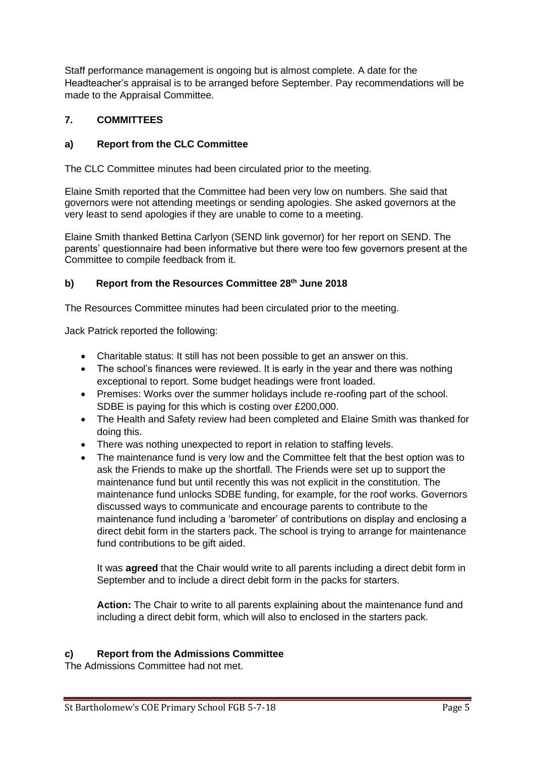Staff performance management is ongoing but is almost complete. A date for the Headteacher's appraisal is to be arranged before September. Pay recommendations will be made to the Appraisal Committee.

## 7. COMMITTEES

### a) Report from the CLC Committee

The CLC Committee minutes had been circulated prior to the meeting.

Elaine Smith reported that the Committee had been very low on numbers. She said that governors were not attending meetings or sending apologies. She asked governors at the very least to send apologies if they are unable to come to a meeting.

Elaine Smith thanked Bettina Carlyon (SEND link governor) for her report on SEND. The parents' questionnaire had been informative but there were too few governors present at the Committee to compile feedback from it.

### b) Report from the Resources Committee 28th June 2018

The Resources Committee minutes had been circulated prior to the meeting.

Jack Patrick reported the following:

- Charitable status: It still has not been possible to get an answer on this.
- The school's finances were reviewed. It is early in the year and there was nothing exceptional to report. Some budget headings were front loaded.
- Premises: Works over the summer holidays include re-roofing part of the school. SDBE is paying for this which is costing over £200,000.
- The Health and Safety review had been completed and Elaine Smith was thanked for doing this.
- There was nothing unexpected to report in relation to staffing levels.
- The maintenance fund is very low and the Committee felt that the best option was to ask the Friends to make up the shortfall. The Friends were set up to support the maintenance fund but until recently this was not explicit in the constitution. The maintenance fund unlocks SDBE funding, for example, for the roof works. Governors discussed ways to communicate and encourage parents to contribute to the maintenance fund including a 'barometer' of contributions on display and enclosing a direct debit form in the starters pack. The school is trying to arrange for maintenance fund contributions to be gift aided.

  It was **agreed** that the Chair would write to all parents including a direct debit form in September and to include a direct debit form in the packs for starters.

  **Action:** The Chair to write to all parents explaining about the maintenance fund and including a direct debit form, which will also to enclosed in the starters pack.

### c) Report from the Admissions Committee

The Admissions Committee had not met.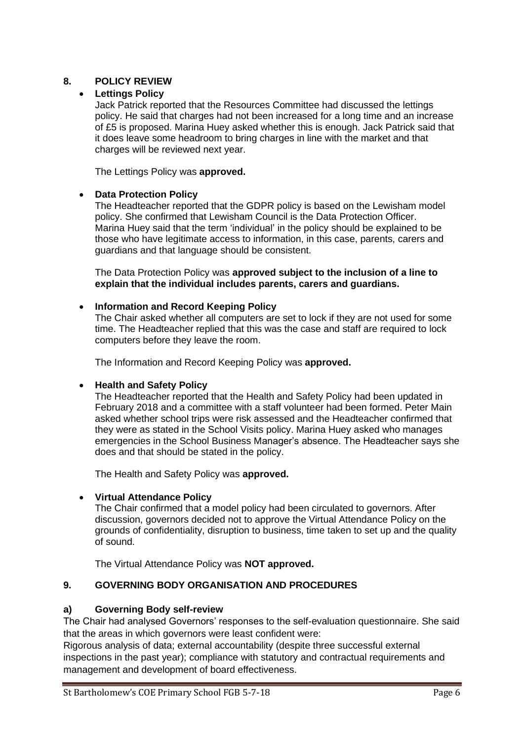## 8. POLICY REVIEW

- **Lettings Policy**

  Jack Patrick reported that the Resources Committee had discussed the lettings policy. He said that charges had not been increased for a long time and an increase of £5 is proposed. Marina Huey asked whether this is enough. Jack Patrick said that it does leave some headroom to bring charges in line with the market and that charges will be reviewed next year.

  The Lettings Policy was **approved.**

- **Data Protection Policy**

  The Headteacher reported that the GDPR policy is based on the Lewisham model policy. She confirmed that Lewisham Council is the Data Protection Officer. Marina Huey said that the term 'individual' in the policy should be explained to be those who have legitimate access to information, in this case, parents, carers and guardians and that language should be consistent.

  The Data Protection Policy was **approved subject to the inclusion of a line to explain that the individual includes parents, carers and guardians.**

- **Information and Record Keeping Policy**

  The Chair asked whether all computers are set to lock if they are not used for some time. The Headteacher replied that this was the case and staff are required to lock computers before they leave the room.

  The Information and Record Keeping Policy was **approved.**

- **Health and Safety Policy**

  The Headteacher reported that the Health and Safety Policy had been updated in February 2018 and a committee with a staff volunteer had been formed. Peter Main asked whether school trips were risk assessed and the Headteacher confirmed that they were as stated in the School Visits policy. Marina Huey asked who manages emergencies in the School Business Manager's absence. The Headteacher says she does and that should be stated in the policy.

  The Health and Safety Policy was **approved.**

- **Virtual Attendance Policy**

  The Chair confirmed that a model policy had been circulated to governors. After discussion, governors decided not to approve the Virtual Attendance Policy on the grounds of confidentiality, disruption to business, time taken to set up and the quality of sound.

  The Virtual Attendance Policy was **NOT approved.**

## 9. GOVERNING BODY ORGANISATION AND PROCEDURES

### a) Governing Body self-review

The Chair had analysed Governors' responses to the self-evaluation questionnaire. She said that the areas in which governors were least confident were:
Rigorous analysis of data; external accountability (despite three successful external inspections in the past year); compliance with statutory and contractual requirements and management and development of board effectiveness.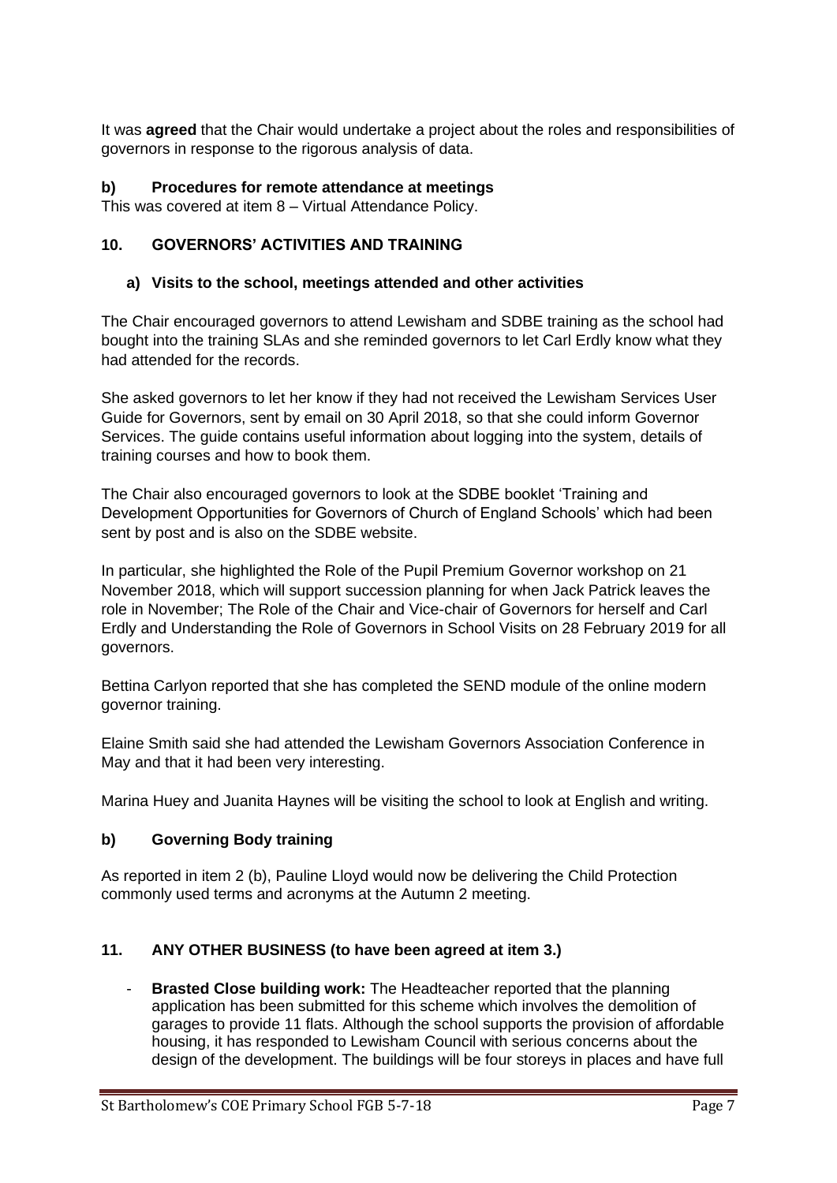It was **agreed** that the Chair would undertake a project about the roles and responsibilities of governors in response to the rigorous analysis of data.

### b) Procedures for remote attendance at meetings

This was covered at item 8 – Virtual Attendance Policy.

## 10. GOVERNORS' ACTIVITIES AND TRAINING

### a) Visits to the school, meetings attended and other activities

The Chair encouraged governors to attend Lewisham and SDBE training as the school had bought into the training SLAs and she reminded governors to let Carl Erdly know what they had attended for the records.

She asked governors to let her know if they had not received the Lewisham Services User Guide for Governors, sent by email on 30 April 2018, so that she could inform Governor Services. The guide contains useful information about logging into the system, details of training courses and how to book them.

The Chair also encouraged governors to look at the SDBE booklet 'Training and Development Opportunities for Governors of Church of England Schools' which had been sent by post and is also on the SDBE website.

In particular, she highlighted the Role of the Pupil Premium Governor workshop on 21 November 2018, which will support succession planning for when Jack Patrick leaves the role in November; The Role of the Chair and Vice-chair of Governors for herself and Carl Erdly and Understanding the Role of Governors in School Visits on 28 February 2019 for all governors.

Bettina Carlyon reported that she has completed the SEND module of the online modern governor training.

Elaine Smith said she had attended the Lewisham Governors Association Conference in May and that it had been very interesting.

Marina Huey and Juanita Haynes will be visiting the school to look at English and writing.

### b) Governing Body training

As reported in item 2 (b), Pauline Lloyd would now be delivering the Child Protection commonly used terms and acronyms at the Autumn 2 meeting.

## 11. ANY OTHER BUSINESS (to have been agreed at item 3.)

- **Brasted Close building work:** The Headteacher reported that the planning application has been submitted for this scheme which involves the demolition of garages to provide 11 flats. Although the school supports the provision of affordable housing, it has responded to Lewisham Council with serious concerns about the design of the development. The buildings will be four storeys in places and have full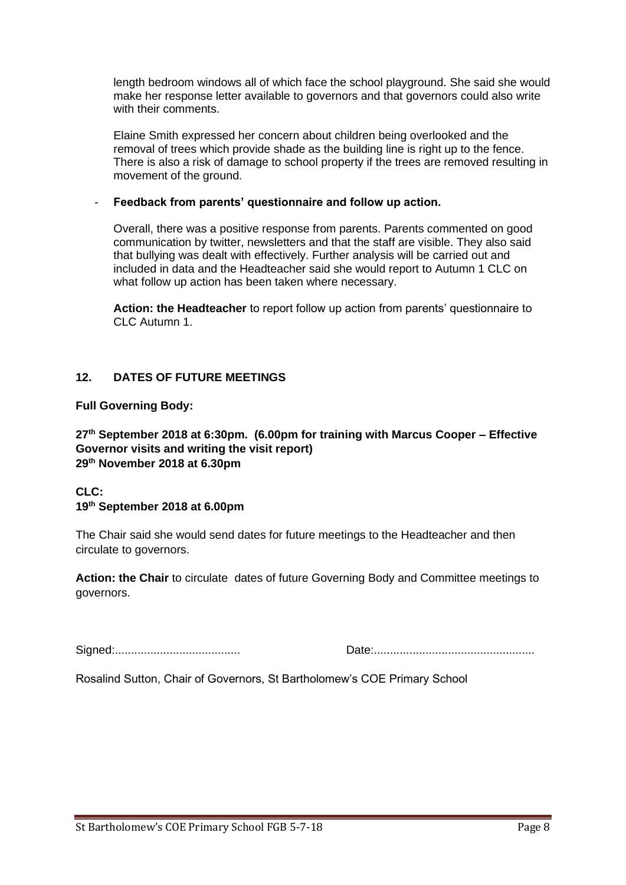length bedroom windows all of which face the school playground. She said she would make her response letter available to governors and that governors could also write with their comments.

Elaine Smith expressed her concern about children being overlooked and the removal of trees which provide shade as the building line is right up to the fence. There is also a risk of damage to school property if the trees are removed resulting in movement of the ground.

- **Feedback from parents' questionnaire and follow up action.**

  Overall, there was a positive response from parents. Parents commented on good communication by twitter, newsletters and that the staff are visible. They also said that bullying was dealt with effectively. Further analysis will be carried out and included in data and the Headteacher said she would report to Autumn 1 CLC on what follow up action has been taken where necessary.

  **Action: the Headteacher** to report follow up action from parents' questionnaire to CLC Autumn 1.

## 12. DATES OF FUTURE MEETINGS

**Full Governing Body:**

**27th September 2018 at 6:30pm. (6.00pm for training with Marcus Cooper – Effective Governor visits and writing the visit report)**
**29th November 2018 at 6.30pm**

**CLC:**
**19th September 2018 at 6.00pm**

The Chair said she would send dates for future meetings to the Headteacher and then circulate to governors.

**Action: the Chair** to circulate dates of future Governing Body and Committee meetings to governors.

Signed:....................................... Date:..................................................

Rosalind Sutton, Chair of Governors, St Bartholomew's COE Primary School